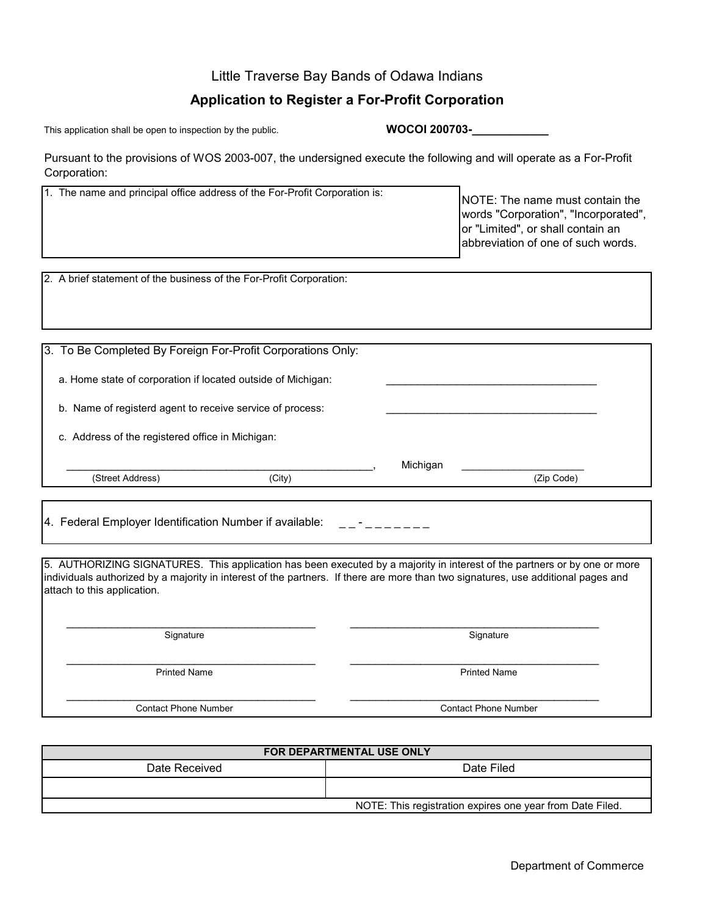Little Traverse Bay Bands of Odawa Indians

# Application to Register a For-Profit Corporation

This application shall be open to inspection by the public.

**WOCOI 200703-\_\_\_\_\_\_\_\_\_\_\_\_**

Pursuant to the provisions of WOS 2003-007, the undersigned execute the following and will operate as a For-Profit Corporation:

1. The name and principal office address of the For-Profit Corporation is:

NOTE: The name must contain the words "Corporation", "Incorporated", or "Limited", or shall contain an abbreviation of one of such words.

2. A brief statement of the business of the For-Profit Corporation:

3. To Be Completed By Foreign For-Profit Corporations Only:

   a. Home state of corporation if located outside of Michigan: \_\_\_\_\_\_\_\_\_\_\_\_\_\_\_\_\_\_\_\_\_\_\_\_\_\_\_\_\_\_\_\_\_\_\_\_

   b. Name of registerd agent to receive service of process: \_\_\_\_\_\_\_\_\_\_\_\_\_\_\_\_\_\_\_\_\_\_\_\_\_\_\_\_\_\_\_\_\_\_\_\_

   c. Address of the registered office in Michigan:

   \_\_\_\_\_\_\_\_\_\_\_\_\_\_\_\_\_\_\_\_\_\_\_\_\_\_\_\_\_\_\_\_\_\_\_\_\_\_\_\_\_\_\_\_\_\_\_\_\_\_\_\_, Michigan \_\_\_\_\_\_\_\_\_\_\_\_\_\_\_\_\_\_\_\_\_

   (Street Address) (City) (Zip Code)

4. Federal Employer Identification Number if available: \_ \_ - \_ \_ \_ \_ \_ \_ \_

5. AUTHORIZING SIGNATURES. This application has been executed by a majority in interest of the partners or by one or more individuals authorized by a majority in interest of the partners. If there are more than two signatures, use additional pages and attach to this application.

\_\_\_\_\_\_\_\_\_\_\_\_\_\_\_\_\_\_\_\_\_\_\_\_\_\_\_\_\_\_\_\_\_\_\_\_\_\_\_\_\_\_\_ \_\_\_\_\_\_\_\_\_\_\_\_\_\_\_\_\_\_\_\_\_\_\_\_\_\_\_\_\_\_\_\_\_\_\_\_\_\_\_\_\_\_\_

Signature Signature

\_\_\_\_\_\_\_\_\_\_\_\_\_\_\_\_\_\_\_\_\_\_\_\_\_\_\_\_\_\_\_\_\_\_\_\_\_\_\_\_\_\_\_ \_\_\_\_\_\_\_\_\_\_\_\_\_\_\_\_\_\_\_\_\_\_\_\_\_\_\_\_\_\_\_\_\_\_\_\_\_\_\_\_\_\_\_

Printed Name Printed Name

\_\_\_\_\_\_\_\_\_\_\_\_\_\_\_\_\_\_\_\_\_\_\_\_\_\_\_\_\_\_\_\_\_\_\_\_\_\_\_\_\_\_\_ \_\_\_\_\_\_\_\_\_\_\_\_\_\_\_\_\_\_\_\_\_\_\_\_\_\_\_\_\_\_\_\_\_\_\_\_\_\_\_\_\_\_\_

Contact Phone Number Contact Phone Number

| FOR DEPARTMENTAL USE ONLY | |
|---|---|
| Date Received | Date Filed |
| | |
| | NOTE: This registration expires one year from Date Filed. |

Department of Commerce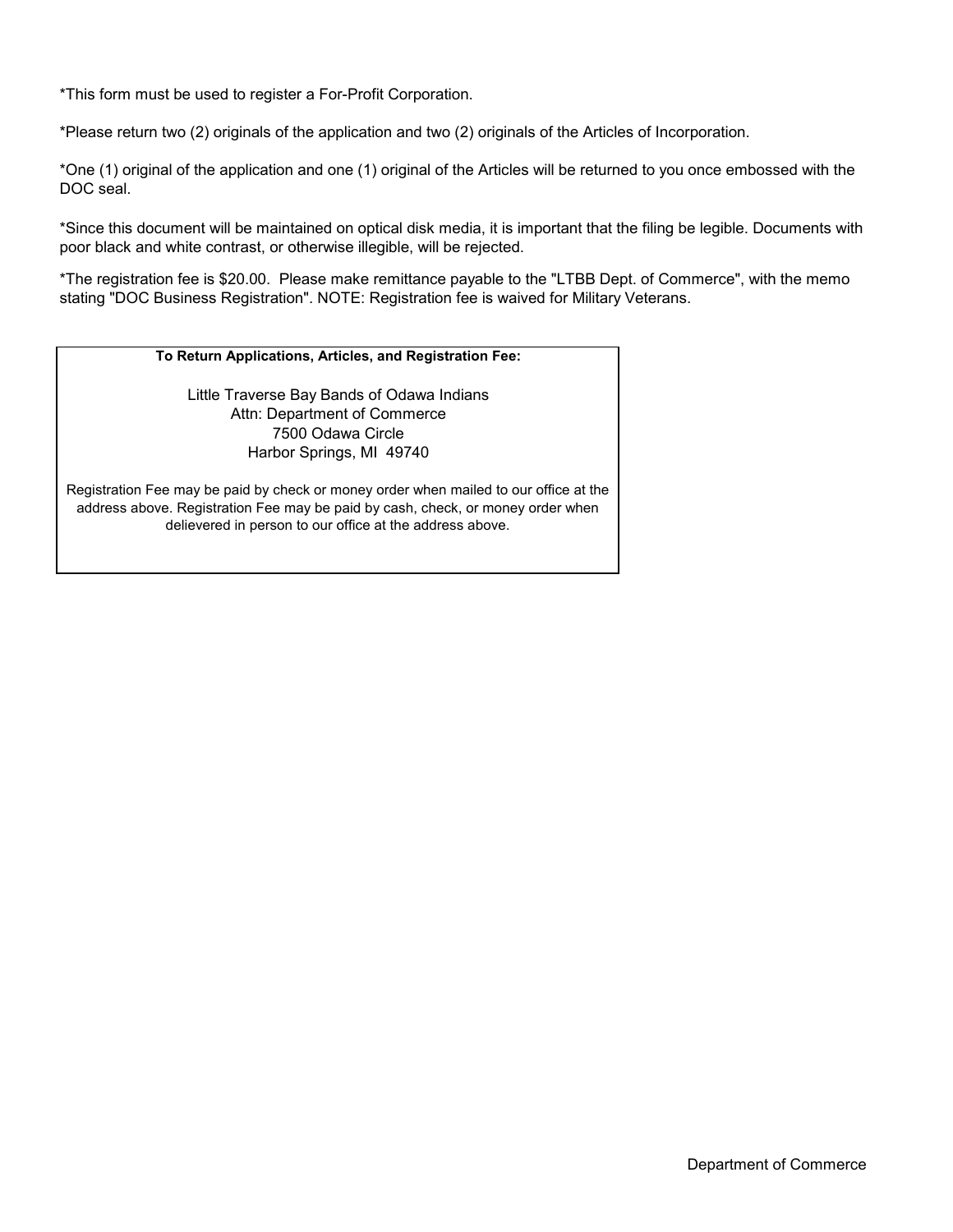*This form must be used to register a For-Profit Corporation.

*Please return two (2) originals of the application and two (2) originals of the Articles of Incorporation.

*One (1) original of the application and one (1) original of the Articles will be returned to you once embossed with the DOC seal.

*Since this document will be maintained on optical disk media, it is important that the filing be legible. Documents with poor black and white contrast, or otherwise illegible, will be rejected.

*The registration fee is $20.00. Please make remittance payable to the "LTBB Dept. of Commerce", with the memo stating "DOC Business Registration". NOTE: Registration fee is waived for Military Veterans.

**To Return Applications, Articles, and Registration Fee:**

Little Traverse Bay Bands of Odawa Indians
Attn: Department of Commerce
7500 Odawa Circle
Harbor Springs, MI 49740

Registration Fee may be paid by check or money order when mailed to our office at the address above. Registration Fee may be paid by cash, check, or money order when delievered in person to our office at the address above.